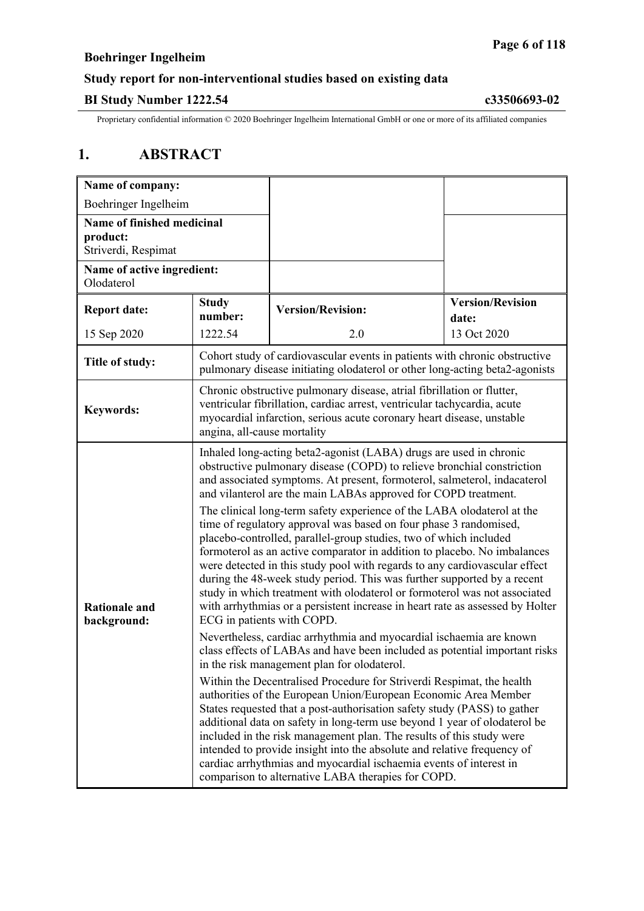# 1. ABSTRACT

| Name of company: Boehringer Ingelheim | | | |
|---|---|---|---|
| **Name of finished medicinal product:** Striverdi, Respimat | | | |
| **Name of active ingredient:** Olodaterol | | | |
| **Report date:** 15 Sep 2020 | **Study number:** 1222.54 | **Version/Revision:** 2.0 | **Version/Revision date:** 13 Oct 2020 |
| **Title of study:** | Cohort study of cardiovascular events in patients with chronic obstructive pulmonary disease initiating olodaterol or other long-acting beta2-agonists | | |
| **Keywords:** | Chronic obstructive pulmonary disease, atrial fibrillation or flutter, ventricular fibrillation, cardiac arrest, ventricular tachycardia, acute myocardial infarction, serious acute coronary heart disease, unstable angina, all-cause mortality | | |
| **Rationale and background:** | Inhaled long-acting beta2-agonist (LABA) drugs are used in chronic obstructive pulmonary disease (COPD) to relieve bronchial constriction and associated symptoms. At present, formoterol, salmeterol, indacaterol and vilanterol are the main LABAs approved for COPD treatment.<br><br>The clinical long-term safety experience of the LABA olodaterol at the time of regulatory approval was based on four phase 3 randomised, placebo-controlled, parallel-group studies, two of which included formoterol as an active comparator in addition to placebo. No imbalances were detected in this study pool with regards to any cardiovascular effect during the 48-week study period. This was further supported by a recent study in which treatment with olodaterol or formoterol was not associated with arrhythmias or a persistent increase in heart rate as assessed by Holter ECG in patients with COPD.<br><br>Nevertheless, cardiac arrhythmia and myocardial ischaemia are known class effects of LABAs and have been included as potential important risks in the risk management plan for olodaterol.<br><br>Within the Decentralised Procedure for Striverdi Respimat, the health authorities of the European Union/European Economic Area Member States requested that a post-authorisation safety study (PASS) to gather additional data on safety in long-term use beyond 1 year of olodaterol be included in the risk management plan. The results of this study were intended to provide insight into the absolute and relative frequency of cardiac arrhythmias and myocardial ischaemia events of interest in comparison to alternative LABA therapies for COPD. | | |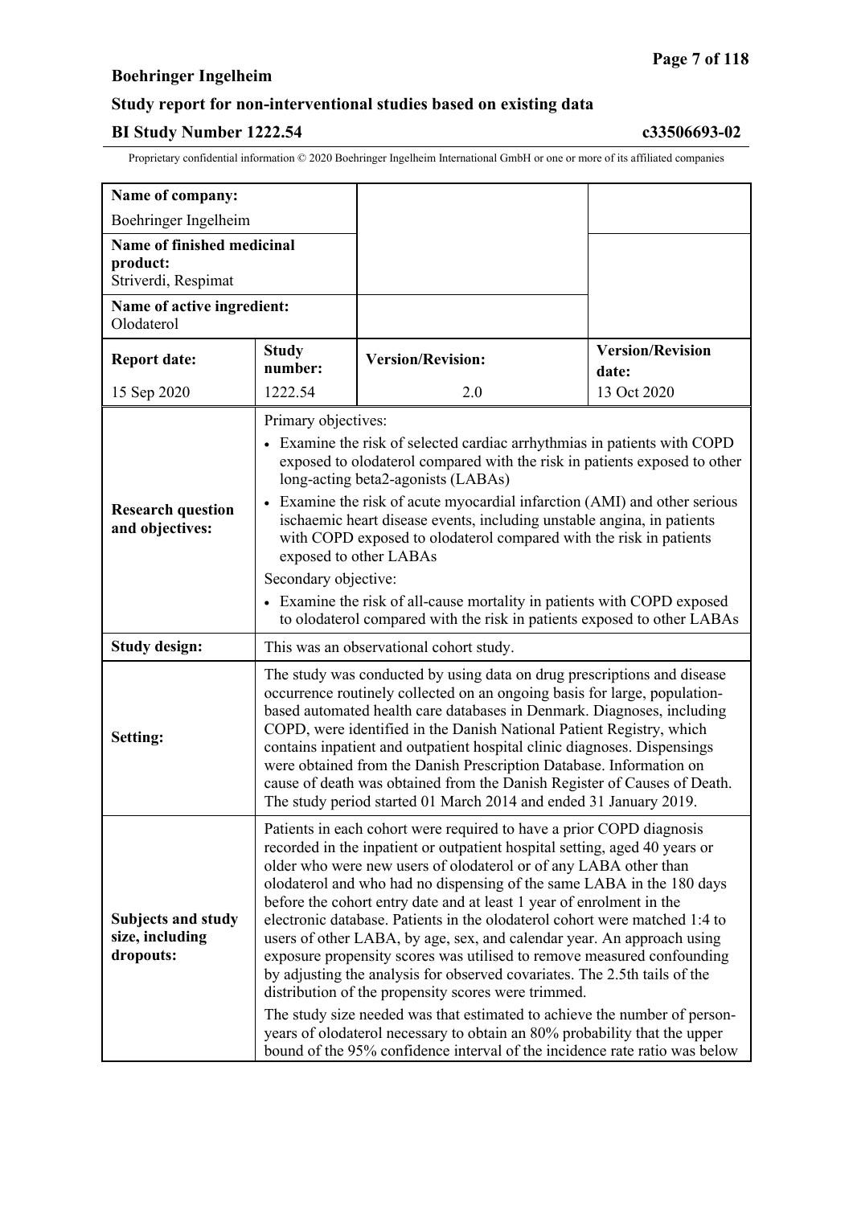| Name of company: Boehringer Ingelheim | | | |
|---|---|---|---|
| **Name of finished medicinal product:** Striverdi, Respimat | | | |
| **Name of active ingredient:** Olodaterol | | | |
| **Report date:** | **Study number:** | **Version/Revision:** | **Version/Revision date:** |
| 15 Sep 2020 | 1222.54 | 2.0 | 13 Oct 2020 |

| | |
|---|---|
| **Research question and objectives:** | Primary objectives:<br>• Examine the risk of selected cardiac arrhythmias in patients with COPD exposed to olodaterol compared with the risk in patients exposed to other long-acting beta2-agonists (LABAs)<br>• Examine the risk of acute myocardial infarction (AMI) and other serious ischaemic heart disease events, including unstable angina, in patients with COPD exposed to olodaterol compared with the risk in patients exposed to other LABAs<br>Secondary objective:<br>• Examine the risk of all-cause mortality in patients with COPD exposed to olodaterol compared with the risk in patients exposed to other LABAs |
| **Study design:** | This was an observational cohort study. |
| **Setting:** | The study was conducted by using data on drug prescriptions and disease occurrence routinely collected on an ongoing basis for large, population-based automated health care databases in Denmark. Diagnoses, including COPD, were identified in the Danish National Patient Registry, which contains inpatient and outpatient hospital clinic diagnoses. Dispensings were obtained from the Danish Prescription Database. Information on cause of death was obtained from the Danish Register of Causes of Death. The study period started 01 March 2014 and ended 31 January 2019. |
| **Subjects and study size, including dropouts:** | Patients in each cohort were required to have a prior COPD diagnosis recorded in the inpatient or outpatient hospital setting, aged 40 years or older who were new users of olodaterol or of any LABA other than olodaterol and who had no dispensing of the same LABA in the 180 days before the cohort entry date and at least 1 year of enrolment in the electronic database. Patients in the olodaterol cohort were matched 1:4 to users of other LABA, by age, sex, and calendar year. An approach using exposure propensity scores was utilised to remove measured confounding by adjusting the analysis for observed covariates. The 2.5th tails of the distribution of the propensity scores were trimmed.<br>The study size needed was that estimated to achieve the number of person-years of olodaterol necessary to obtain an 80% probability that the upper bound of the 95% confidence interval of the incidence rate ratio was below |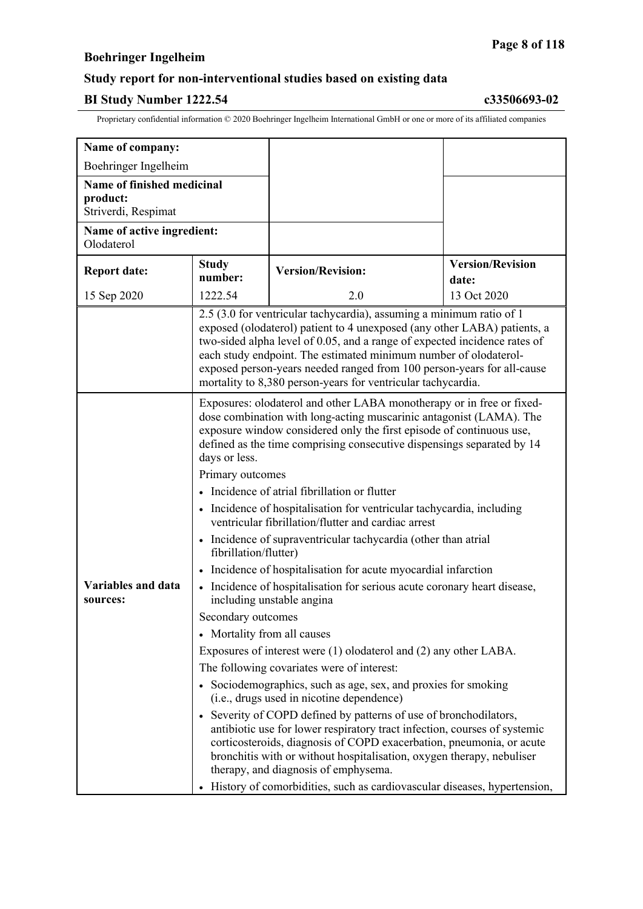| Name of company: Boehringer Ingelheim | | |
|---|---|---|
| **Name of finished medicinal product:** Striverdi, Respimat | | |
| **Name of active ingredient:** Olodaterol | | |

| **Report date:** | **Study number:** | **Version/Revision:** | **Version/Revision date:** |
|---|---|---|---|
| 15 Sep 2020 | 1222.54 | 2.0 | 13 Oct 2020 |
| | 2.5 (3.0 for ventricular tachycardia), assuming a minimum ratio of 1 exposed (olodaterol) patient to 4 unexposed (any other LABA) patients, a two-sided alpha level of 0.05, and a range of expected incidence rates of each study endpoint. The estimated minimum number of olodaterol-exposed person-years needed ranged from 100 person-years for all-cause mortality to 8,380 person-years for ventricular tachycardia. | | |
| **Variables and data sources:** | Exposures: olodaterol and other LABA monotherapy or in free or fixed-dose combination with long-acting muscarinic antagonist (LAMA). The exposure window considered only the first episode of continuous use, defined as the time comprising consecutive dispensings separated by 14 days or less.<br>Primary outcomes<br>• Incidence of atrial fibrillation or flutter<br>• Incidence of hospitalisation for ventricular tachycardia, including ventricular fibrillation/flutter and cardiac arrest<br>• Incidence of supraventricular tachycardia (other than atrial fibrillation/flutter)<br>• Incidence of hospitalisation for acute myocardial infarction<br>• Incidence of hospitalisation for serious acute coronary heart disease, including unstable angina<br>Secondary outcomes<br>• Mortality from all causes<br>Exposures of interest were (1) olodaterol and (2) any other LABA.<br>The following covariates were of interest:<br>• Sociodemographics, such as age, sex, and proxies for smoking (i.e., drugs used in nicotine dependence)<br>• Severity of COPD defined by patterns of use of bronchodilators, antibiotic use for lower respiratory tract infection, courses of systemic corticosteroids, diagnosis of COPD exacerbation, pneumonia, or acute bronchitis with or without hospitalisation, oxygen therapy, nebuliser therapy, and diagnosis of emphysema.<br>• History of comorbidities, such as cardiovascular diseases, hypertension, | | |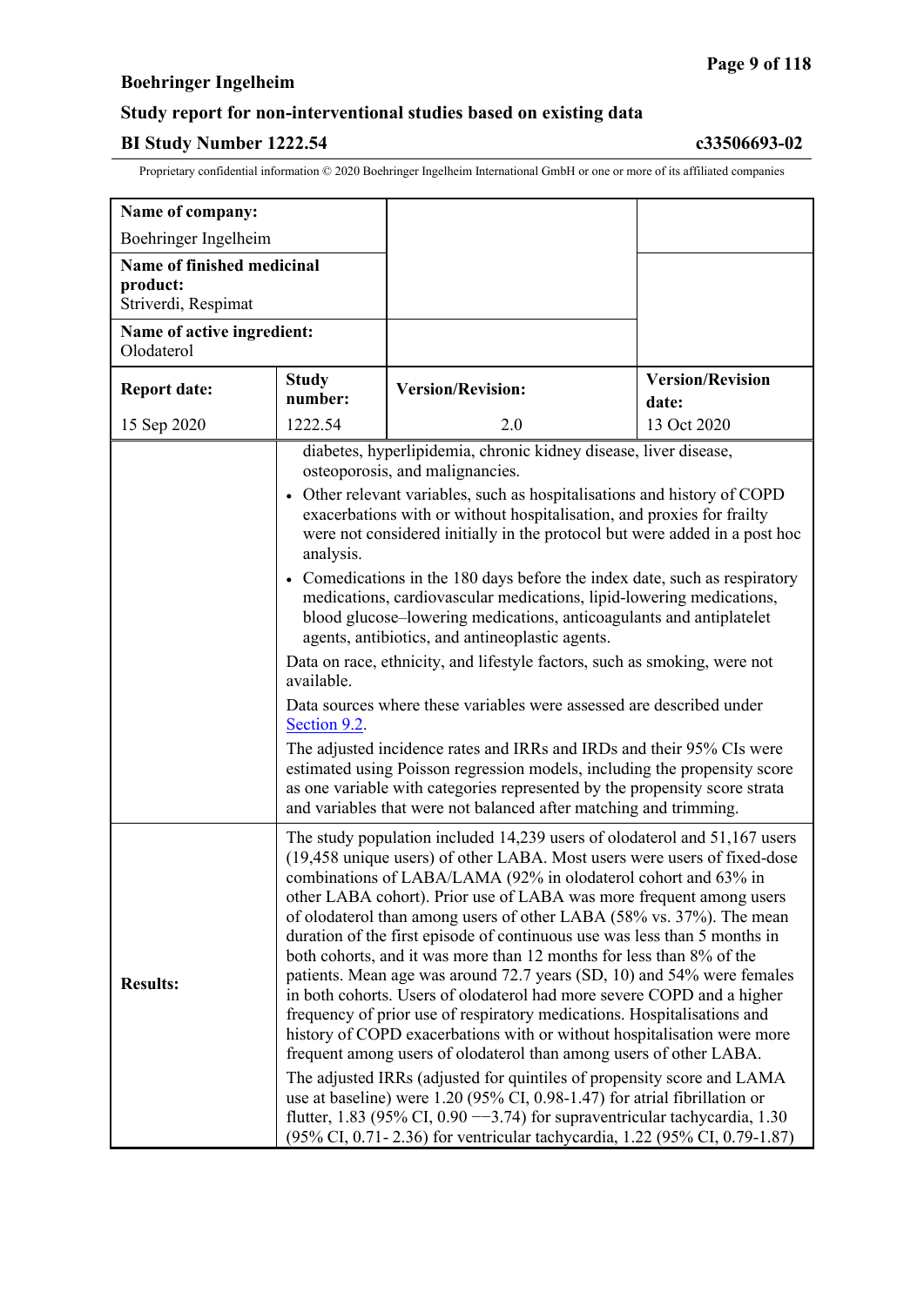| Name of company: Boehringer Ingelheim | | | |
|---|---|---|---|
| Name of finished medicinal product: Striverdi, Respimat | | | |
| Name of active ingredient: Olodaterol | | | |
| **Report date:** | **Study number:** | **Version/Revision:** | **Version/Revision date:** |
| 15 Sep 2020 | 1222.54 | 2.0 | 13 Oct 2020 |

| | |
|---|---|
| | diabetes, hyperlipidemia, chronic kidney disease, liver disease, osteoporosis, and malignancies.<br>• Other relevant variables, such as hospitalisations and history of COPD exacerbations with or without hospitalisation, and proxies for frailty were not considered initially in the protocol but were added in a post hoc analysis.<br>• Comedications in the 180 days before the index date, such as respiratory medications, cardiovascular medications, lipid-lowering medications, blood glucose–lowering medications, anticoagulants and antiplatelet agents, antibiotics, and antineoplastic agents.<br>Data on race, ethnicity, and lifestyle factors, such as smoking, were not available.<br>Data sources where these variables were assessed are described under Section 9.2.<br>The adjusted incidence rates and IRRs and IRDs and their 95% CIs were estimated using Poisson regression models, including the propensity score as one variable with categories represented by the propensity score strata and variables that were not balanced after matching and trimming. |
| **Results:** | The study population included 14,239 users of olodaterol and 51,167 users (19,458 unique users) of other LABA. Most users were users of fixed-dose combinations of LABA/LAMA (92% in olodaterol cohort and 63% in other LABA cohort). Prior use of LABA was more frequent among users of olodaterol than among users of other LABA (58% vs. 37%). The mean duration of the first episode of continuous use was less than 5 months in both cohorts, and it was more than 12 months for less than 8% of the patients. Mean age was around 72.7 years (SD, 10) and 54% were females in both cohorts. Users of olodaterol had more severe COPD and a higher frequency of prior use of respiratory medications. Hospitalisations and history of COPD exacerbations with or without hospitalisation were more frequent among users of olodaterol than among users of other LABA.<br>The adjusted IRRs (adjusted for quintiles of propensity score and LAMA use at baseline) were 1.20 (95% CI, 0.98-1.47) for atrial fibrillation or flutter, 1.83 (95% CI, 0.90 −−3.74) for supraventricular tachycardia, 1.30 (95% CI, 0.71- 2.36) for ventricular tachycardia, 1.22 (95% CI, 0.79-1.87) |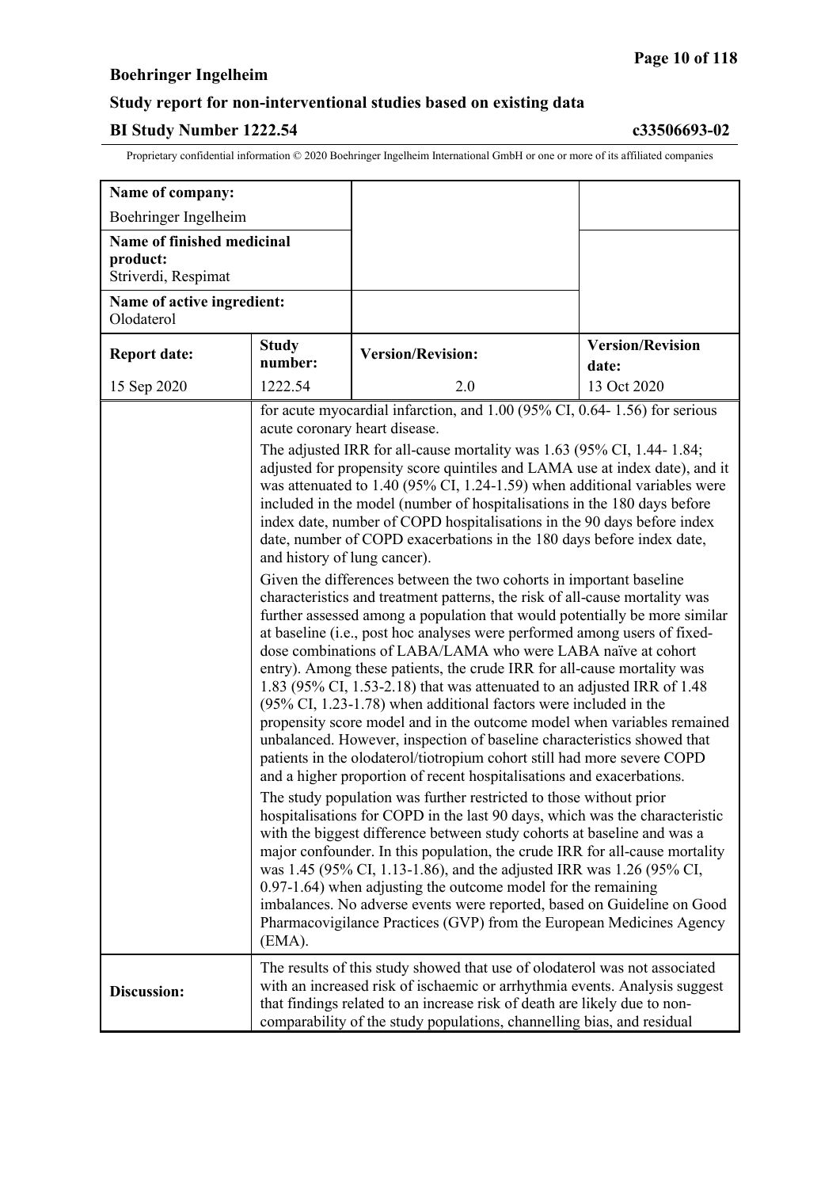| Name of company: Boehringer Ingelheim | | | |
|---|---|---|---|
| **Name of finished medicinal product:** Striverdi, Respimat | | | |
| **Name of active ingredient:** Olodaterol | | | |
| **Report date:** | **Study number:** | **Version/Revision:** | **Version/Revision date:** |
| 15 Sep 2020 | 1222.54 | 2.0 | 13 Oct 2020 |

| | |
|---|---|
| | for acute myocardial infarction, and 1.00 (95% CI, 0.64- 1.56) for serious acute coronary heart disease.<br><br>The adjusted IRR for all-cause mortality was 1.63 (95% CI, 1.44- 1.84; adjusted for propensity score quintiles and LAMA use at index date), and it was attenuated to 1.40 (95% CI, 1.24-1.59) when additional variables were included in the model (number of hospitalisations in the 180 days before index date, number of COPD hospitalisations in the 90 days before index date, number of COPD exacerbations in the 180 days before index date, and history of lung cancer).<br><br>Given the differences between the two cohorts in important baseline characteristics and treatment patterns, the risk of all-cause mortality was further assessed among a population that would potentially be more similar at baseline (i.e., post hoc analyses were performed among users of fixed-dose combinations of LABA/LAMA who were LABA naïve at cohort entry). Among these patients, the crude IRR for all-cause mortality was 1.83 (95% CI, 1.53-2.18) that was attenuated to an adjusted IRR of 1.48 (95% CI, 1.23-1.78) when additional factors were included in the propensity score model and in the outcome model when variables remained unbalanced. However, inspection of baseline characteristics showed that patients in the olodaterol/tiotropium cohort still had more severe COPD and a higher proportion of recent hospitalisations and exacerbations.<br><br>The study population was further restricted to those without prior hospitalisations for COPD in the last 90 days, which was the characteristic with the biggest difference between study cohorts at baseline and was a major confounder. In this population, the crude IRR for all-cause mortality was 1.45 (95% CI, 1.13-1.86), and the adjusted IRR was 1.26 (95% CI, 0.97-1.64) when adjusting the outcome model for the remaining imbalances. No adverse events were reported, based on Guideline on Good Pharmacovigilance Practices (GVP) from the European Medicines Agency (EMA). |
| **Discussion:** | The results of this study showed that use of olodaterol was not associated with an increased risk of ischaemic or arrhythmia events. Analysis suggest that findings related to an increase risk of death are likely due to non-comparability of the study populations, channelling bias, and residual |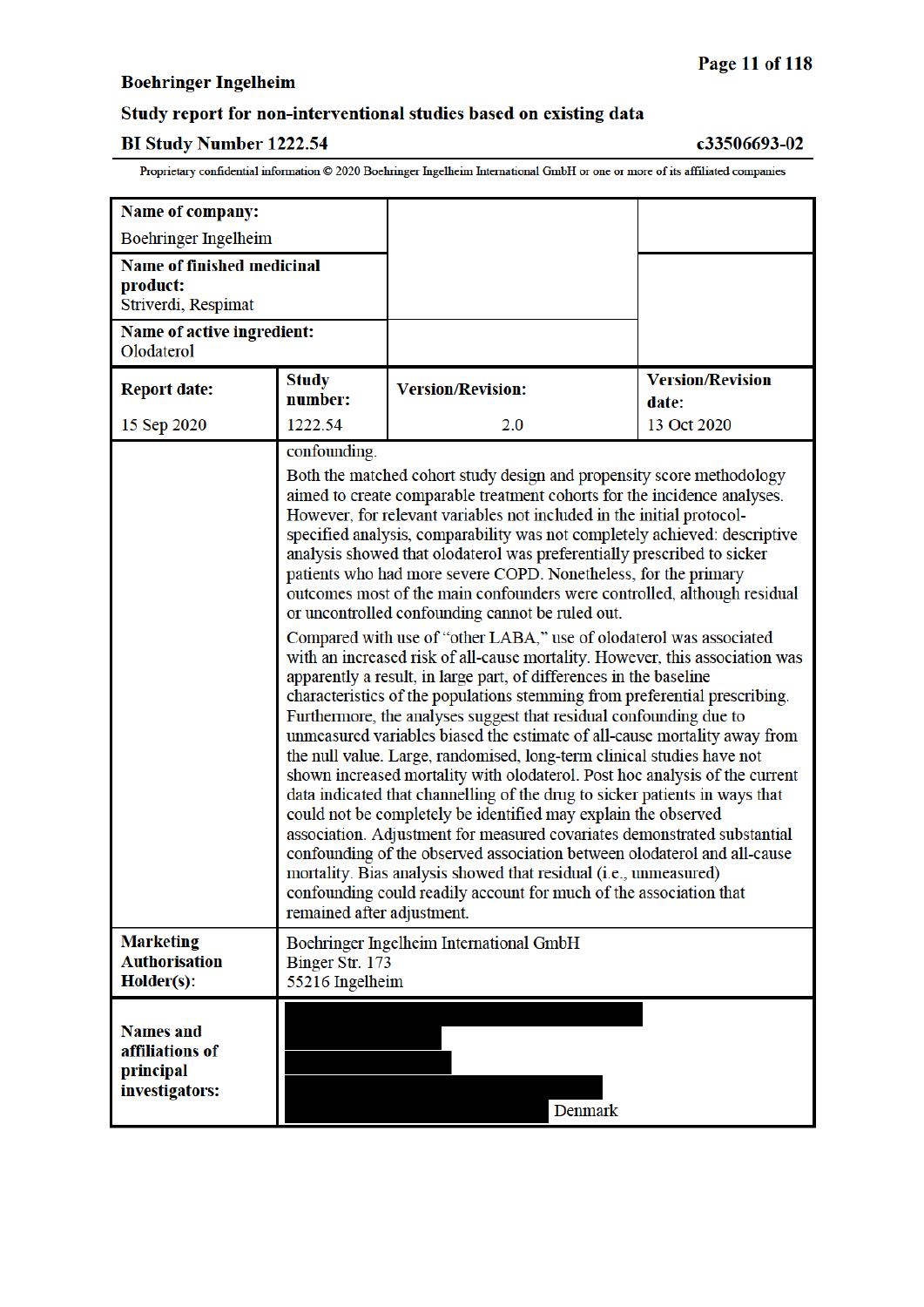| Name of company: Boehringer Ingelheim | | | |
|---|---|---|---|
| **Name of finished medicinal product:** Striverdi, Respimat | | | |
| **Name of active ingredient:** Olodaterol | | | |
| **Report date:** 15 Sep 2020 | **Study number:** 1222.54 | **Version/Revision:** 2.0 | **Version/Revision date:** 13 Oct 2020 |
| | confounding.<br><br>Both the matched cohort study design and propensity score methodology aimed to create comparable treatment cohorts for the incidence analyses. However, for relevant variables not included in the initial protocol-specified analysis, comparability was not completely achieved: descriptive analysis showed that olodaterol was preferentially prescribed to sicker patients who had more severe COPD. Nonetheless, for the primary outcomes most of the main confounders were controlled, although residual or uncontrolled confounding cannot be ruled out.<br><br>Compared with use of "other LABA," use of olodaterol was associated with an increased risk of all-cause mortality. However, this association was apparently a result, in large part, of differences in the baseline characteristics of the populations stemming from preferential prescribing. Furthermore, the analyses suggest that residual confounding due to unmeasured variables biased the estimate of all-cause mortality away from the null value. Large, randomised, long-term clinical studies have not shown increased mortality with olodaterol. Post hoc analysis of the current data indicated that channelling of the drug to sicker patients in ways that could not be completely be identified may explain the observed association. Adjustment for measured covariates demonstrated substantial confounding of the observed association between olodaterol and all-cause mortality. Bias analysis showed that residual (i.e., unmeasured) confounding could readily account for much of the association that remained after adjustment. | | |
| **Marketing Authorisation Holder(s):** | Boehringer Ingelheim International GmbH<br>Binger Str. 173<br>55216 Ingelheim | | |
| **Names and affiliations of principal investigators:** | Denmark | | |